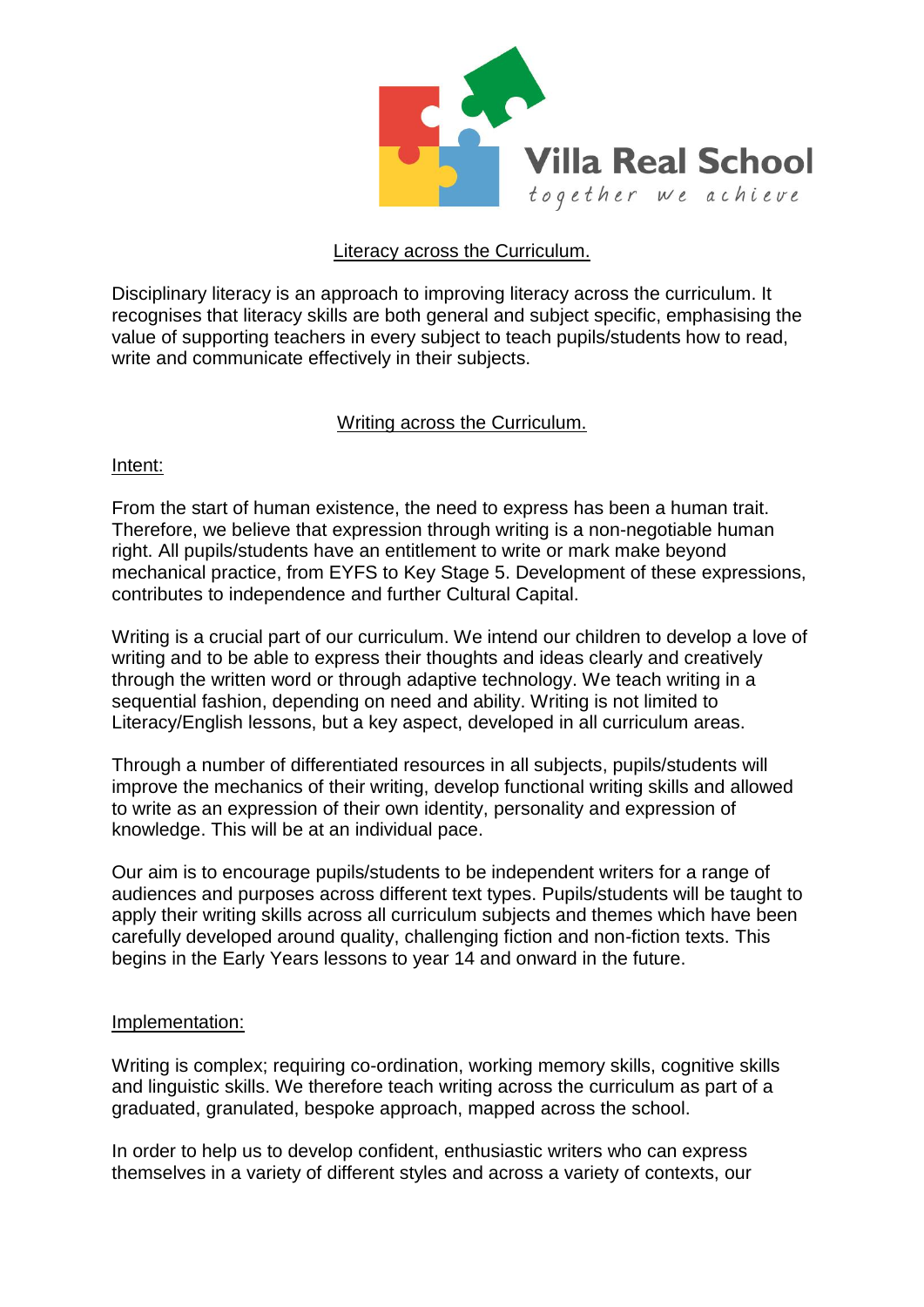Villa Real School

*together we achieve*

## Literacy across the Curriculum.

Disciplinary literacy is an approach to improving literacy across the curriculum. It recognises that literacy skills are both general and subject specific, emphasising the value of supporting teachers in every subject to teach pupils/students how to read, write and communicate effectively in their subjects.

## Writing across the Curriculum.

### Intent:

From the start of human existence, the need to express has been a human trait. Therefore, we believe that expression through writing is a non-negotiable human right. All pupils/students have an entitlement to write or mark make beyond mechanical practice, from EYFS to Key Stage 5. Development of these expressions, contributes to independence and further Cultural Capital.

Writing is a crucial part of our curriculum. We intend our children to develop a love of writing and to be able to express their thoughts and ideas clearly and creatively through the written word or through adaptive technology. We teach writing in a sequential fashion, depending on need and ability. Writing is not limited to Literacy/English lessons, but a key aspect, developed in all curriculum areas.

Through a number of differentiated resources in all subjects, pupils/students will improve the mechanics of their writing, develop functional writing skills and allowed to write as an expression of their own identity, personality and expression of knowledge. This will be at an individual pace.

Our aim is to encourage pupils/students to be independent writers for a range of audiences and purposes across different text types. Pupils/students will be taught to apply their writing skills across all curriculum subjects and themes which have been carefully developed around quality, challenging fiction and non-fiction texts. This begins in the Early Years lessons to year 14 and onward in the future.

### Implementation:

Writing is complex; requiring co-ordination, working memory skills, cognitive skills and linguistic skills. We therefore teach writing across the curriculum as part of a graduated, granulated, bespoke approach, mapped across the school.

In order to help us to develop confident, enthusiastic writers who can express themselves in a variety of different styles and across a variety of contexts, our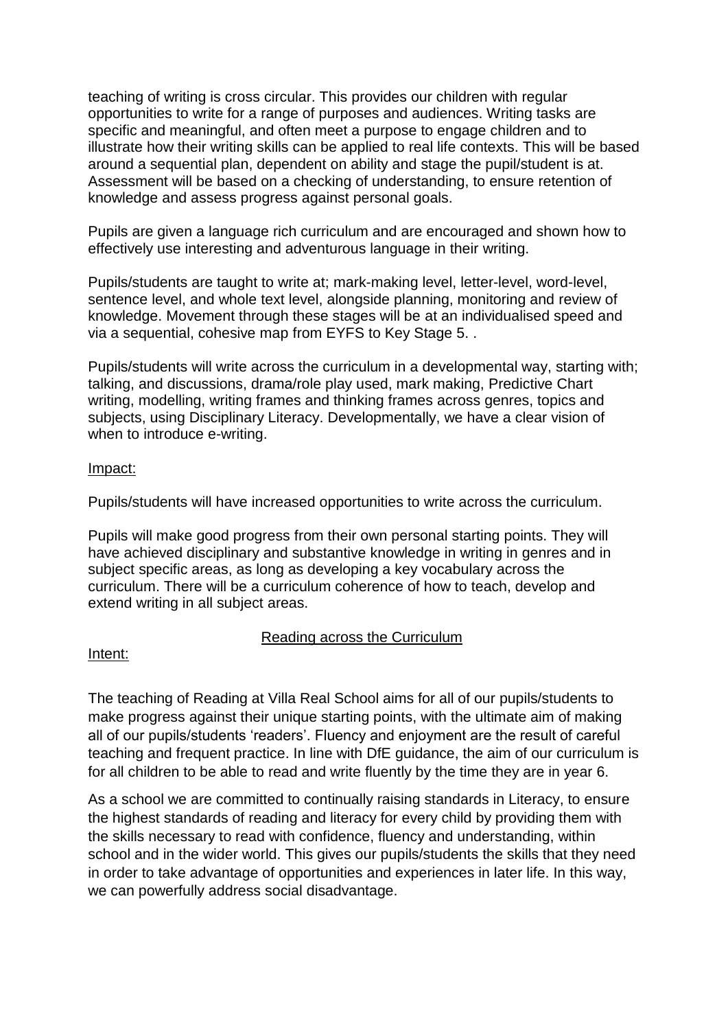teaching of writing is cross circular. This provides our children with regular opportunities to write for a range of purposes and audiences. Writing tasks are specific and meaningful, and often meet a purpose to engage children and to illustrate how their writing skills can be applied to real life contexts. This will be based around a sequential plan, dependent on ability and stage the pupil/student is at. Assessment will be based on a checking of understanding, to ensure retention of knowledge and assess progress against personal goals.

Pupils are given a language rich curriculum and are encouraged and shown how to effectively use interesting and adventurous language in their writing.

Pupils/students are taught to write at; mark-making level, letter-level, word-level, sentence level, and whole text level, alongside planning, monitoring and review of knowledge. Movement through these stages will be at an individualised speed and via a sequential, cohesive map from EYFS to Key Stage 5. .

Pupils/students will write across the curriculum in a developmental way, starting with; talking, and discussions, drama/role play used, mark making, Predictive Chart writing, modelling, writing frames and thinking frames across genres, topics and subjects, using Disciplinary Literacy. Developmentally, we have a clear vision of when to introduce e-writing.

<u>Impact:</u>

Pupils/students will have increased opportunities to write across the curriculum.

Pupils will make good progress from their own personal starting points. They will have achieved disciplinary and substantive knowledge in writing in genres and in subject specific areas, as long as developing a key vocabulary across the curriculum. There will be a curriculum coherence of how to teach, develop and extend writing in all subject areas.

## <u>Reading across the Curriculum</u>

<u>Intent:</u>

The teaching of Reading at Villa Real School aims for all of our pupils/students to make progress against their unique starting points, with the ultimate aim of making all of our pupils/students 'readers'. Fluency and enjoyment are the result of careful teaching and frequent practice. In line with DfE guidance, the aim of our curriculum is for all children to be able to read and write fluently by the time they are in year 6.

As a school we are committed to continually raising standards in Literacy, to ensure the highest standards of reading and literacy for every child by providing them with the skills necessary to read with confidence, fluency and understanding, within school and in the wider world. This gives our pupils/students the skills that they need in order to take advantage of opportunities and experiences in later life. In this way, we can powerfully address social disadvantage.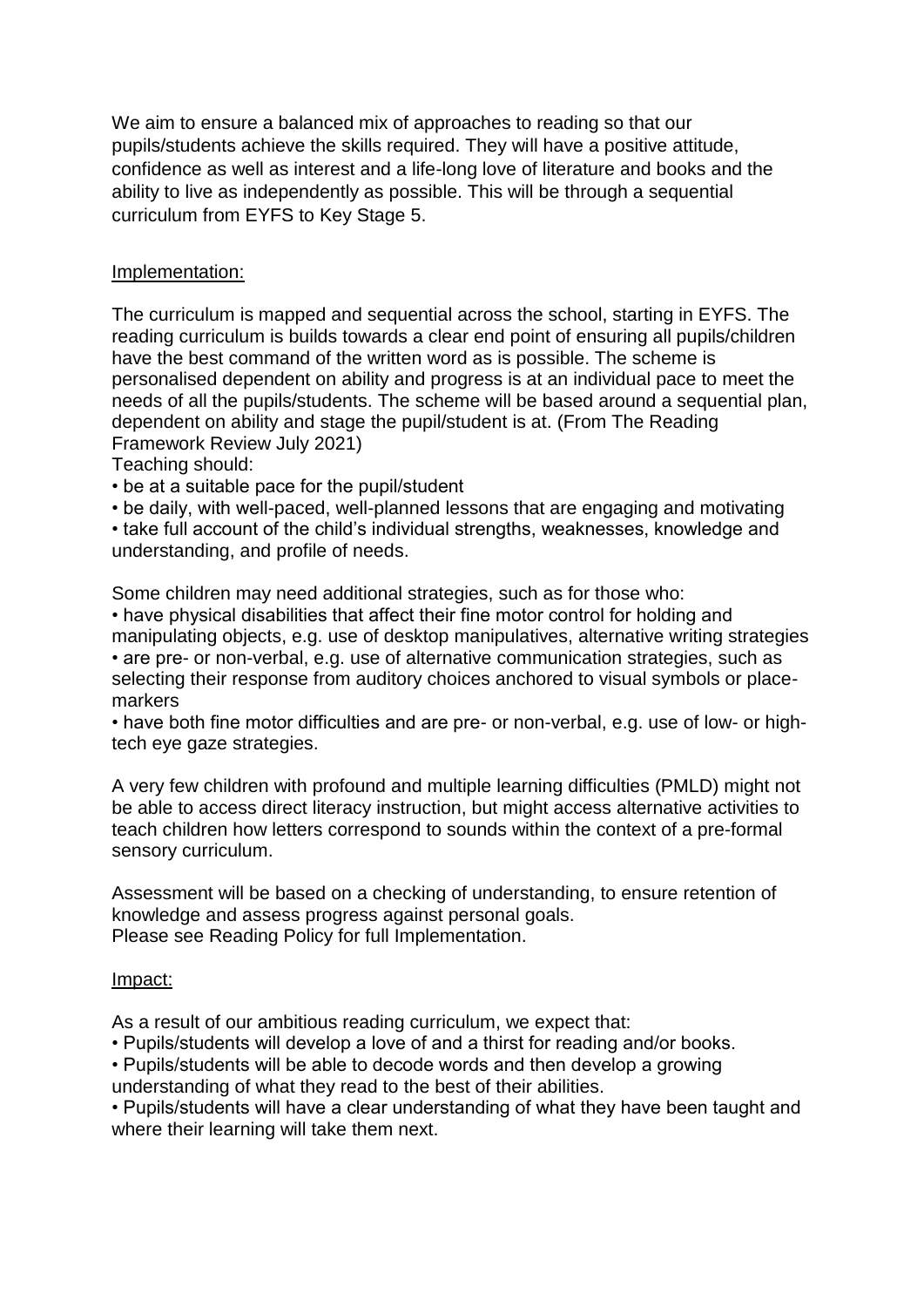We aim to ensure a balanced mix of approaches to reading so that our pupils/students achieve the skills required. They will have a positive attitude, confidence as well as interest and a life-long love of literature and books and the ability to live as independently as possible. This will be through a sequential curriculum from EYFS to Key Stage 5.

<u>Implementation:</u>

The curriculum is mapped and sequential across the school, starting in EYFS. The reading curriculum is builds towards a clear end point of ensuring all pupils/children have the best command of the written word as is possible. The scheme is personalised dependent on ability and progress is at an individual pace to meet the needs of all the pupils/students. The scheme will be based around a sequential plan, dependent on ability and stage the pupil/student is at. (From The Reading Framework Review July 2021)

Teaching should:

- be at a suitable pace for the pupil/student
- be daily, with well-paced, well-planned lessons that are engaging and motivating
- take full account of the child's individual strengths, weaknesses, knowledge and understanding, and profile of needs.

Some children may need additional strategies, such as for those who:

- have physical disabilities that affect their fine motor control for holding and manipulating objects, e.g. use of desktop manipulatives, alternative writing strategies
- are pre- or non-verbal, e.g. use of alternative communication strategies, such as selecting their response from auditory choices anchored to visual symbols or place-markers
- have both fine motor difficulties and are pre- or non-verbal, e.g. use of low- or high-tech eye gaze strategies.

A very few children with profound and multiple learning difficulties (PMLD) might not be able to access direct literacy instruction, but might access alternative activities to teach children how letters correspond to sounds within the context of a pre-formal sensory curriculum.

Assessment will be based on a checking of understanding, to ensure retention of knowledge and assess progress against personal goals.
Please see Reading Policy for full Implementation.

<u>Impact:</u>

As a result of our ambitious reading curriculum, we expect that:

- Pupils/students will develop a love of and a thirst for reading and/or books.
- Pupils/students will be able to decode words and then develop a growing understanding of what they read to the best of their abilities.
- Pupils/students will have a clear understanding of what they have been taught and where their learning will take them next.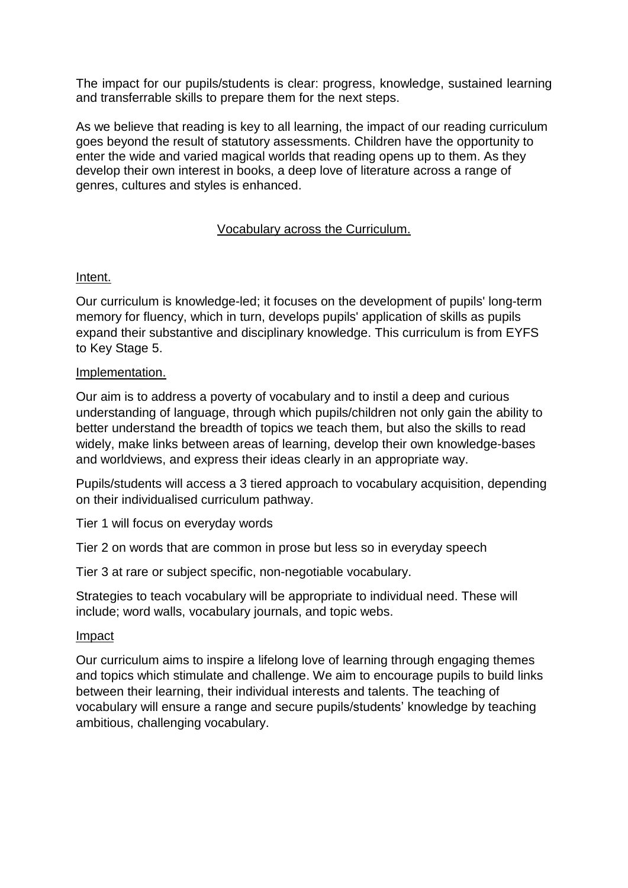The impact for our pupils/students is clear: progress, knowledge, sustained learning and transferrable skills to prepare them for the next steps.

As we believe that reading is key to all learning, the impact of our reading curriculum goes beyond the result of statutory assessments. Children have the opportunity to enter the wide and varied magical worlds that reading opens up to them. As they develop their own interest in books, a deep love of literature across a range of genres, cultures and styles is enhanced.

## Vocabulary across the Curriculum.

### Intent.

Our curriculum is knowledge-led; it focuses on the development of pupils' long-term memory for fluency, which in turn, develops pupils' application of skills as pupils expand their substantive and disciplinary knowledge. This curriculum is from EYFS to Key Stage 5.

### Implementation.

Our aim is to address a poverty of vocabulary and to instil a deep and curious understanding of language, through which pupils/children not only gain the ability to better understand the breadth of topics we teach them, but also the skills to read widely, make links between areas of learning, develop their own knowledge-bases and worldviews, and express their ideas clearly in an appropriate way.

Pupils/students will access a 3 tiered approach to vocabulary acquisition, depending on their individualised curriculum pathway.

Tier 1 will focus on everyday words

Tier 2 on words that are common in prose but less so in everyday speech

Tier 3 at rare or subject specific, non-negotiable vocabulary.

Strategies to teach vocabulary will be appropriate to individual need. These will include; word walls, vocabulary journals, and topic webs.

### Impact

Our curriculum aims to inspire a lifelong love of learning through engaging themes and topics which stimulate and challenge. We aim to encourage pupils to build links between their learning, their individual interests and talents. The teaching of vocabulary will ensure a range and secure pupils/students' knowledge by teaching ambitious, challenging vocabulary.